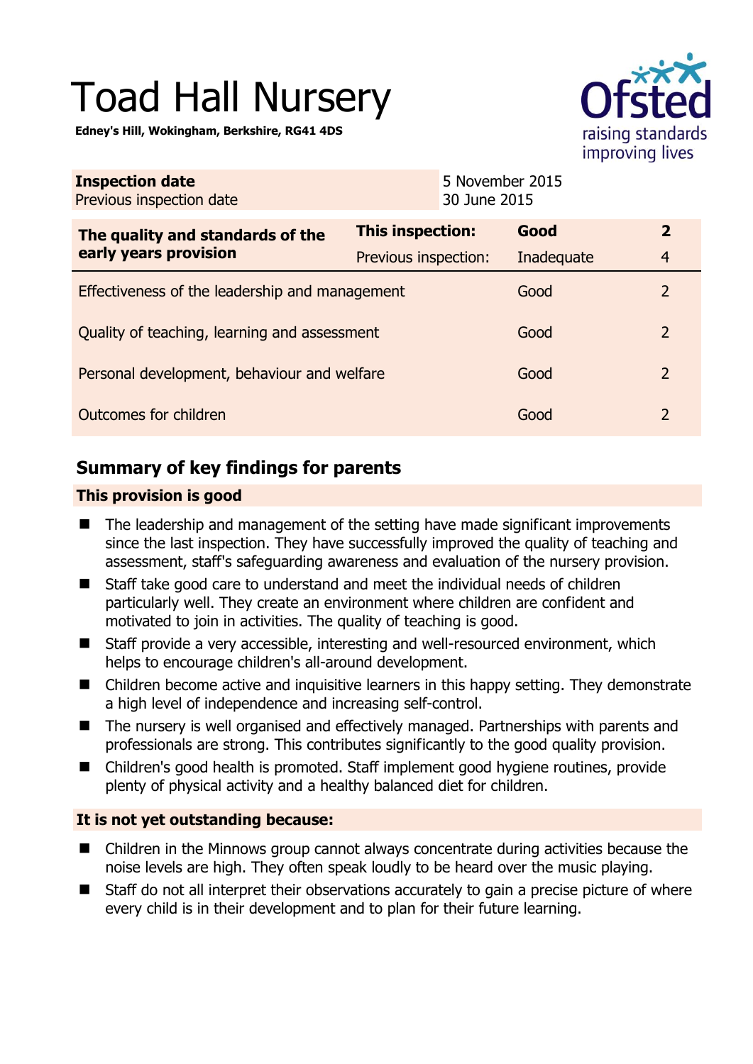# Toad Hall Nursery

**Edney's Hill, Wokingham, Berkshire, RG41 4DS**

| **Inspection date** | 5 November 2015 |
|---|---|
| Previous inspection date | 30 June 2015 |

| **The quality and standards of the early years provision** | **This inspection:** | **Good** | **2** |
|---|---|---|---|
| | Previous inspection: | Inadequate | 4 |
| Effectiveness of the leadership and management | | Good | 2 |
| Quality of teaching, learning and assessment | | Good | 2 |
| Personal development, behaviour and welfare | | Good | 2 |
| Outcomes for children | | Good | 2 |

## Summary of key findings for parents

### This provision is good

- The leadership and management of the setting have made significant improvements since the last inspection. They have successfully improved the quality of teaching and assessment, staff's safeguarding awareness and evaluation of the nursery provision.
- Staff take good care to understand and meet the individual needs of children particularly well. They create an environment where children are confident and motivated to join in activities. The quality of teaching is good.
- Staff provide a very accessible, interesting and well-resourced environment, which helps to encourage children's all-around development.
- Children become active and inquisitive learners in this happy setting. They demonstrate a high level of independence and increasing self-control.
- The nursery is well organised and effectively managed. Partnerships with parents and professionals are strong. This contributes significantly to the good quality provision.
- Children's good health is promoted. Staff implement good hygiene routines, provide plenty of physical activity and a healthy balanced diet for children.

### It is not yet outstanding because:

- Children in the Minnows group cannot always concentrate during activities because the noise levels are high. They often speak loudly to be heard over the music playing.
- Staff do not all interpret their observations accurately to gain a precise picture of where every child is in their development and to plan for their future learning.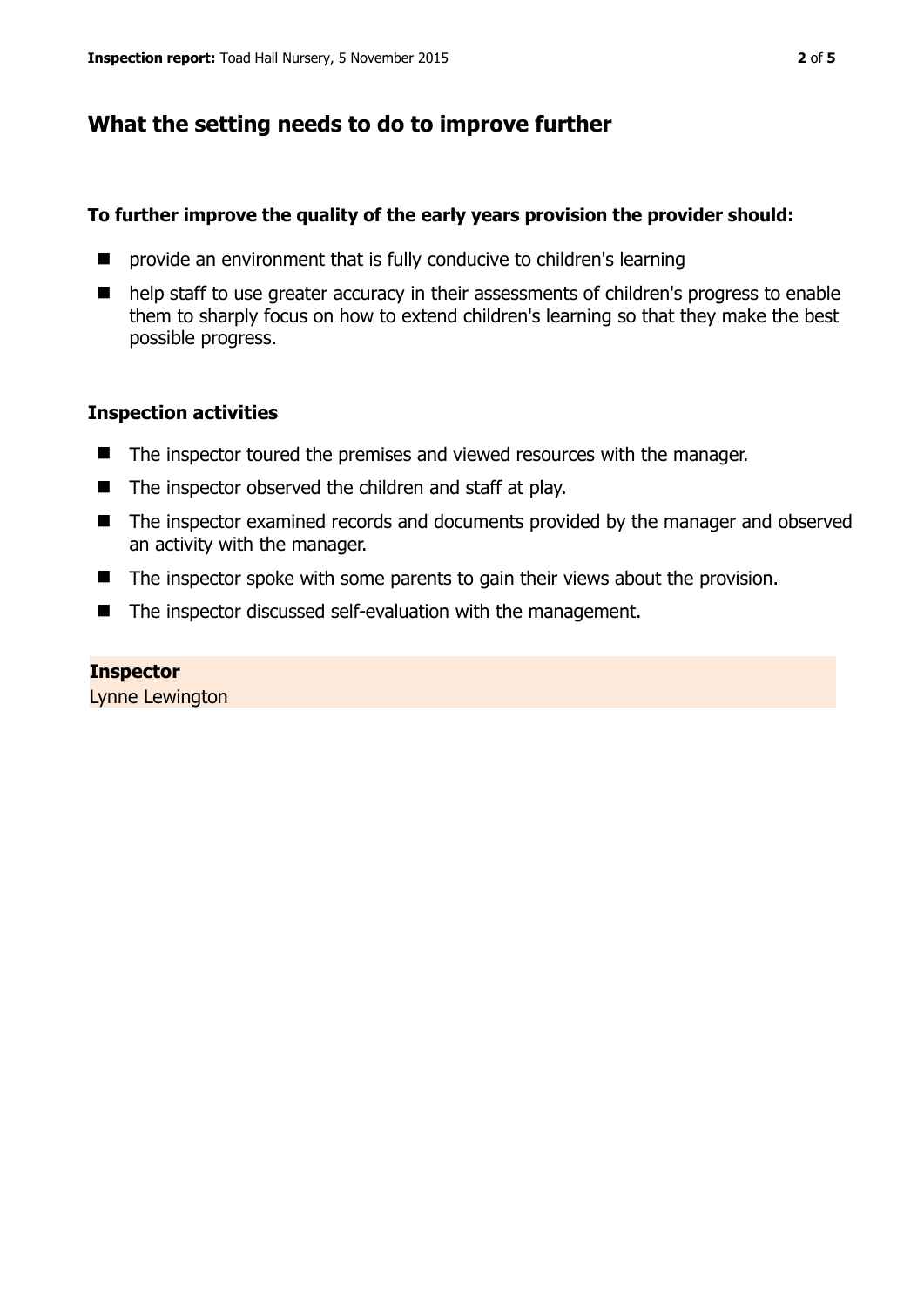## What the setting needs to do to improve further

**To further improve the quality of the early years provision the provider should:**

- provide an environment that is fully conducive to children's learning
- help staff to use greater accuracy in their assessments of children's progress to enable them to sharply focus on how to extend children's learning so that they make the best possible progress.

### Inspection activities

- The inspector toured the premises and viewed resources with the manager.
- The inspector observed the children and staff at play.
- The inspector examined records and documents provided by the manager and observed an activity with the manager.
- The inspector spoke with some parents to gain their views about the provision.
- The inspector discussed self-evaluation with the management.

**Inspector**
Lynne Lewington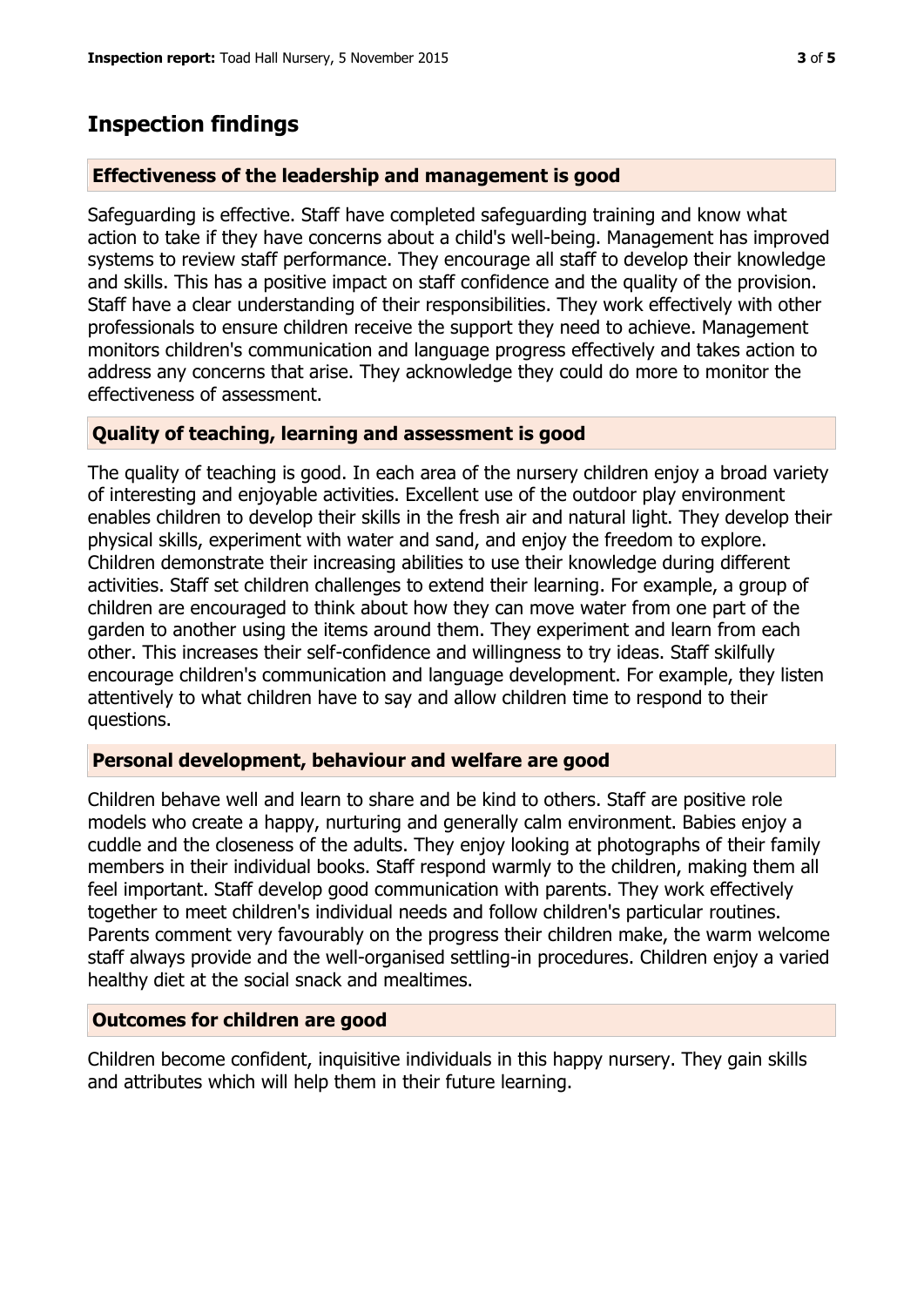## Inspection findings

### Effectiveness of the leadership and management is good

Safeguarding is effective. Staff have completed safeguarding training and know what action to take if they have concerns about a child's well-being. Management has improved systems to review staff performance. They encourage all staff to develop their knowledge and skills. This has a positive impact on staff confidence and the quality of the provision. Staff have a clear understanding of their responsibilities. They work effectively with other professionals to ensure children receive the support they need to achieve. Management monitors children's communication and language progress effectively and takes action to address any concerns that arise. They acknowledge they could do more to monitor the effectiveness of assessment.

### Quality of teaching, learning and assessment is good

The quality of teaching is good. In each area of the nursery children enjoy a broad variety of interesting and enjoyable activities. Excellent use of the outdoor play environment enables children to develop their skills in the fresh air and natural light. They develop their physical skills, experiment with water and sand, and enjoy the freedom to explore. Children demonstrate their increasing abilities to use their knowledge during different activities. Staff set children challenges to extend their learning. For example, a group of children are encouraged to think about how they can move water from one part of the garden to another using the items around them. They experiment and learn from each other. This increases their self-confidence and willingness to try ideas. Staff skilfully encourage children's communication and language development. For example, they listen attentively to what children have to say and allow children time to respond to their questions.

### Personal development, behaviour and welfare are good

Children behave well and learn to share and be kind to others. Staff are positive role models who create a happy, nurturing and generally calm environment. Babies enjoy a cuddle and the closeness of the adults. They enjoy looking at photographs of their family members in their individual books. Staff respond warmly to the children, making them all feel important. Staff develop good communication with parents. They work effectively together to meet children's individual needs and follow children's particular routines. Parents comment very favourably on the progress their children make, the warm welcome staff always provide and the well-organised settling-in procedures. Children enjoy a varied healthy diet at the social snack and mealtimes.

### Outcomes for children are good

Children become confident, inquisitive individuals in this happy nursery. They gain skills and attributes which will help them in their future learning.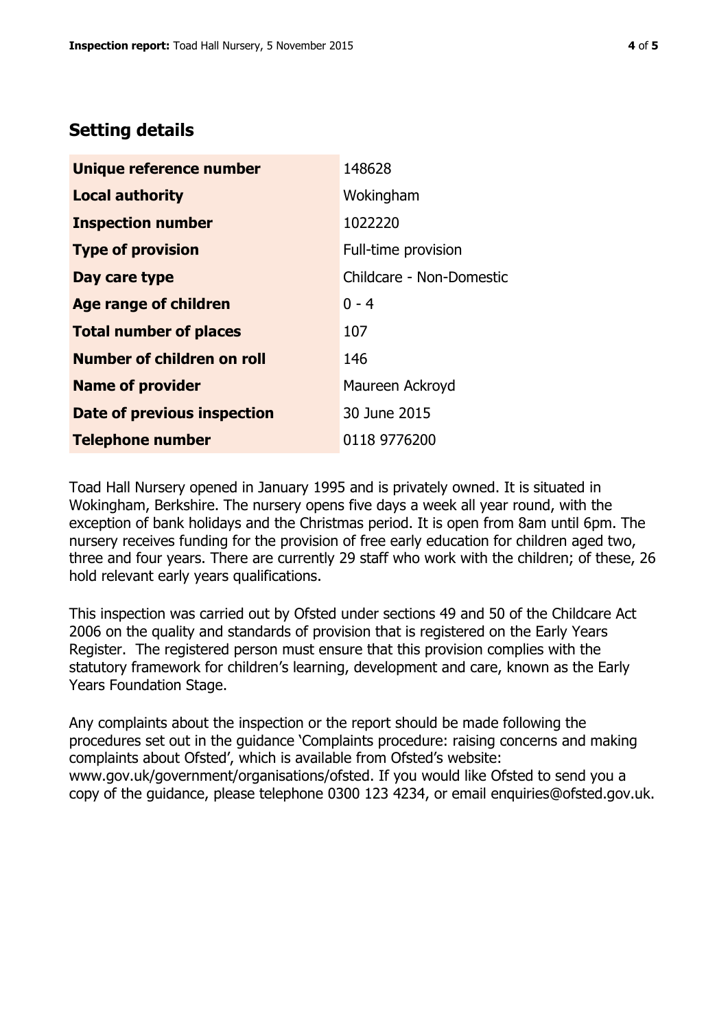## Setting details

| | |
|---|---|
| **Unique reference number** | 148628 |
| **Local authority** | Wokingham |
| **Inspection number** | 1022220 |
| **Type of provision** | Full-time provision |
| **Day care type** | Childcare - Non-Domestic |
| **Age range of children** | 0 - 4 |
| **Total number of places** | 107 |
| **Number of children on roll** | 146 |
| **Name of provider** | Maureen Ackroyd |
| **Date of previous inspection** | 30 June 2015 |
| **Telephone number** | 0118 9776200 |

Toad Hall Nursery opened in January 1995 and is privately owned. It is situated in Wokingham, Berkshire. The nursery opens five days a week all year round, with the exception of bank holidays and the Christmas period. It is open from 8am until 6pm. The nursery receives funding for the provision of free early education for children aged two, three and four years. There are currently 29 staff who work with the children; of these, 26 hold relevant early years qualifications.

This inspection was carried out by Ofsted under sections 49 and 50 of the Childcare Act 2006 on the quality and standards of provision that is registered on the Early Years Register. The registered person must ensure that this provision complies with the statutory framework for children's learning, development and care, known as the Early Years Foundation Stage.

Any complaints about the inspection or the report should be made following the procedures set out in the guidance 'Complaints procedure: raising concerns and making complaints about Ofsted', which is available from Ofsted's website: www.gov.uk/government/organisations/ofsted. If you would like Ofsted to send you a copy of the guidance, please telephone 0300 123 4234, or email enquiries@ofsted.gov.uk.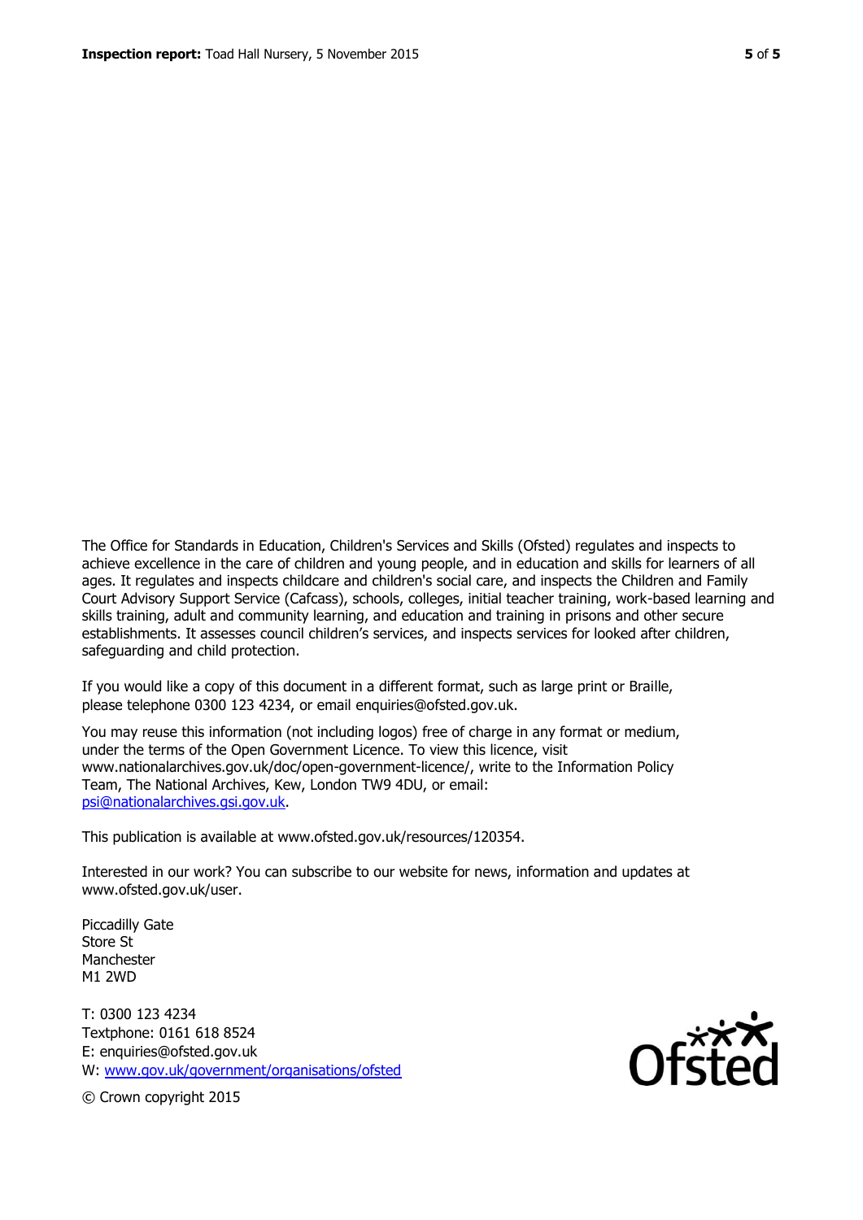The Office for Standards in Education, Children's Services and Skills (Ofsted) regulates and inspects to achieve excellence in the care of children and young people, and in education and skills for learners of all ages. It regulates and inspects childcare and children's social care, and inspects the Children and Family Court Advisory Support Service (Cafcass), schools, colleges, initial teacher training, work-based learning and skills training, adult and community learning, and education and training in prisons and other secure establishments. It assesses council children's services, and inspects services for looked after children, safeguarding and child protection.

If you would like a copy of this document in a different format, such as large print or Braille, please telephone 0300 123 4234, or email enquiries@ofsted.gov.uk.

You may reuse this information (not including logos) free of charge in any format or medium, under the terms of the Open Government Licence. To view this licence, visit www.nationalarchives.gov.uk/doc/open-government-licence/, write to the Information Policy Team, The National Archives, Kew, London TW9 4DU, or email: psi@nationalarchives.gsi.gov.uk.

This publication is available at www.ofsted.gov.uk/resources/120354.

Interested in our work? You can subscribe to our website for news, information and updates at www.ofsted.gov.uk/user.

Piccadilly Gate
Store St
Manchester
M1 2WD

T: 0300 123 4234
Textphone: 0161 618 8524
E: enquiries@ofsted.gov.uk
W: www.gov.uk/government/organisations/ofsted

© Crown copyright 2015